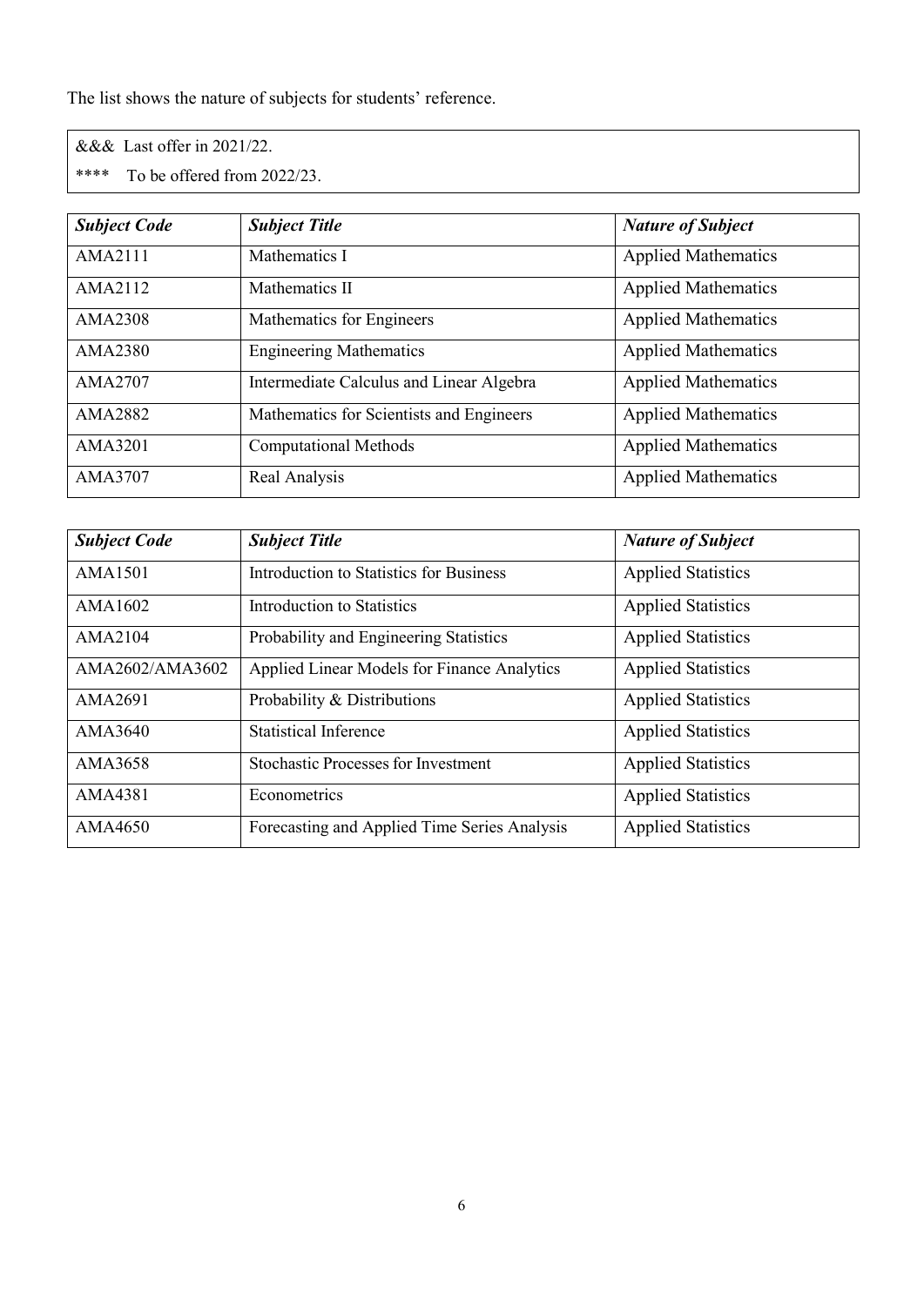The list shows the nature of subjects for students' reference.

&&& Last offer in 2021/22.
**** To be offered from 2022/23.

| ***Subject Code*** | ***Subject Title*** | ***Nature of Subject*** |
|---|---|---|
| AMA2111 | Mathematics I | Applied Mathematics |
| AMA2112 | Mathematics II | Applied Mathematics |
| AMA2308 | Mathematics for Engineers | Applied Mathematics |
| AMA2380 | Engineering Mathematics | Applied Mathematics |
| AMA2707 | Intermediate Calculus and Linear Algebra | Applied Mathematics |
| AMA2882 | Mathematics for Scientists and Engineers | Applied Mathematics |
| AMA3201 | Computational Methods | Applied Mathematics |
| AMA3707 | Real Analysis | Applied Mathematics |

| ***Subject Code*** | ***Subject Title*** | ***Nature of Subject*** |
|---|---|---|
| AMA1501 | Introduction to Statistics for Business | Applied Statistics |
| AMA1602 | Introduction to Statistics | Applied Statistics |
| AMA2104 | Probability and Engineering Statistics | Applied Statistics |
| AMA2602/AMA3602 | Applied Linear Models for Finance Analytics | Applied Statistics |
| AMA2691 | Probability & Distributions | Applied Statistics |
| AMA3640 | Statistical Inference | Applied Statistics |
| AMA3658 | Stochastic Processes for Investment | Applied Statistics |
| AMA4381 | Econometrics | Applied Statistics |
| AMA4650 | Forecasting and Applied Time Series Analysis | Applied Statistics |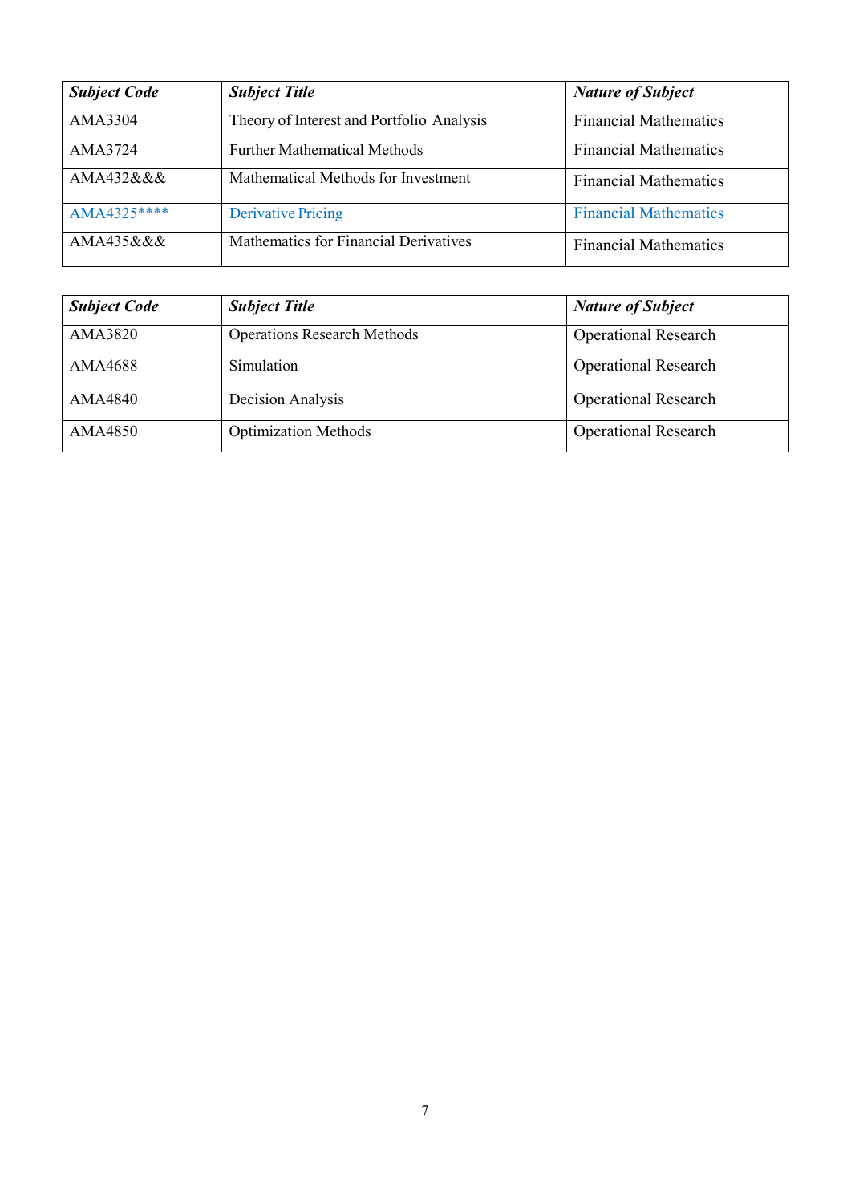| ***Subject Code*** | ***Subject Title*** | ***Nature of Subject*** |
|---|---|---|
| AMA3304 | Theory of Interest and Portfolio Analysis | Financial Mathematics |
| AMA3724 | Further Mathematical Methods | Financial Mathematics |
| AMA432&&& | Mathematical Methods for Investment | Financial Mathematics |
| AMA4325**** | Derivative Pricing | Financial Mathematics |
| AMA435&&& | Mathematics for Financial Derivatives | Financial Mathematics |

| ***Subject Code*** | ***Subject Title*** | ***Nature of Subject*** |
|---|---|---|
| AMA3820 | Operations Research Methods | Operational Research |
| AMA4688 | Simulation | Operational Research |
| AMA4840 | Decision Analysis | Operational Research |
| AMA4850 | Optimization Methods | Operational Research |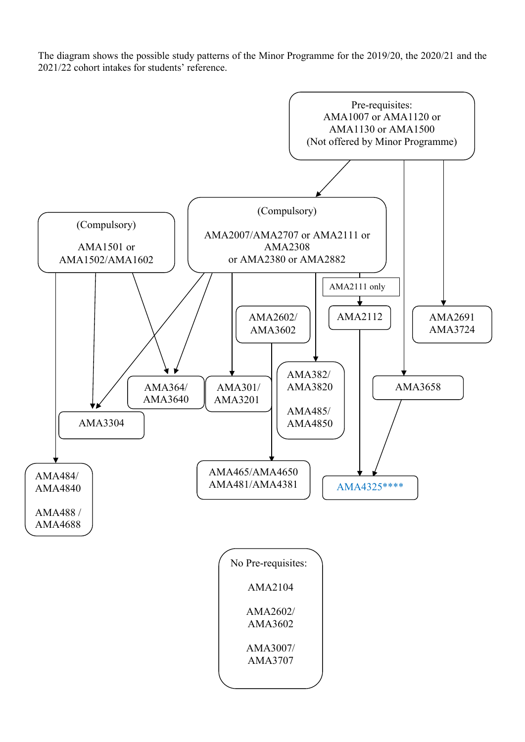The diagram shows the possible study patterns of the Minor Programme for the 2019/20, the 2020/21 and the 2021/22 cohort intakes for students' reference.

Pre-requisites:
AMA1007 or AMA1120 or
AMA1130 or AMA1500
(Not offered by Minor Programme)

(Compulsory)

AMA1501 or
AMA1502/AMA1602

(Compulsory)

AMA2007/AMA2707 or AMA2111 or
AMA2308
or AMA2380 or AMA2882

AMA2111 only

AMA2602/
AMA3602

AMA2112

AMA2691
AMA3724

AMA364/
AMA3640

AMA301/
AMA3201

AMA382/
AMA3820

AMA485/
AMA4850

AMA3658

AMA3304

AMA484/
AMA4840

AMA488 /
AMA4688

AMA465/AMA4650
AMA481/AMA4381

AMA4325****

No Pre-requisites:

AMA2104

AMA2602/
AMA3602

AMA3007/
AMA3707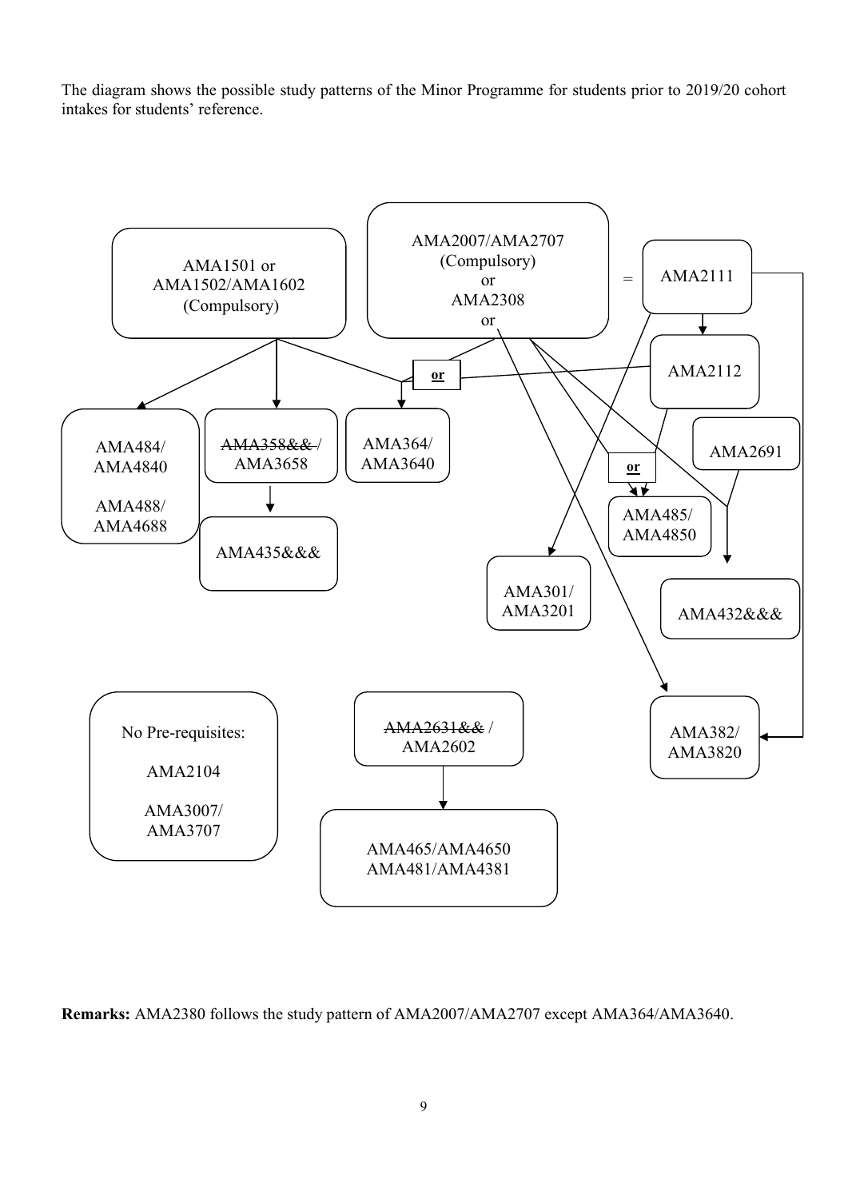The diagram shows the possible study patterns of the Minor Programme for students prior to 2019/20 cohort intakes for students' reference.

AMA1501 or
AMA1502/AMA1602
(Compulsory)

AMA2007/AMA2707
(Compulsory)
or
AMA2308
or

=

AMA2111

AMA2112

or

AMA484/
AMA4840

AMA488/
AMA4688

~~AMA358&&~~ /
AMA3658

AMA435&&&

AMA364/
AMA3640

AMA2691

or

AMA485/
AMA4850

AMA301/
AMA3201

AMA432&&&

AMA382/
AMA3820

No Pre-requisites:

AMA2104

AMA3007/
AMA3707

~~AMA2631&&~~ /
AMA2602

AMA465/AMA4650
AMA481/AMA4381

**Remarks:** AMA2380 follows the study pattern of AMA2007/AMA2707 except AMA364/AMA3640.